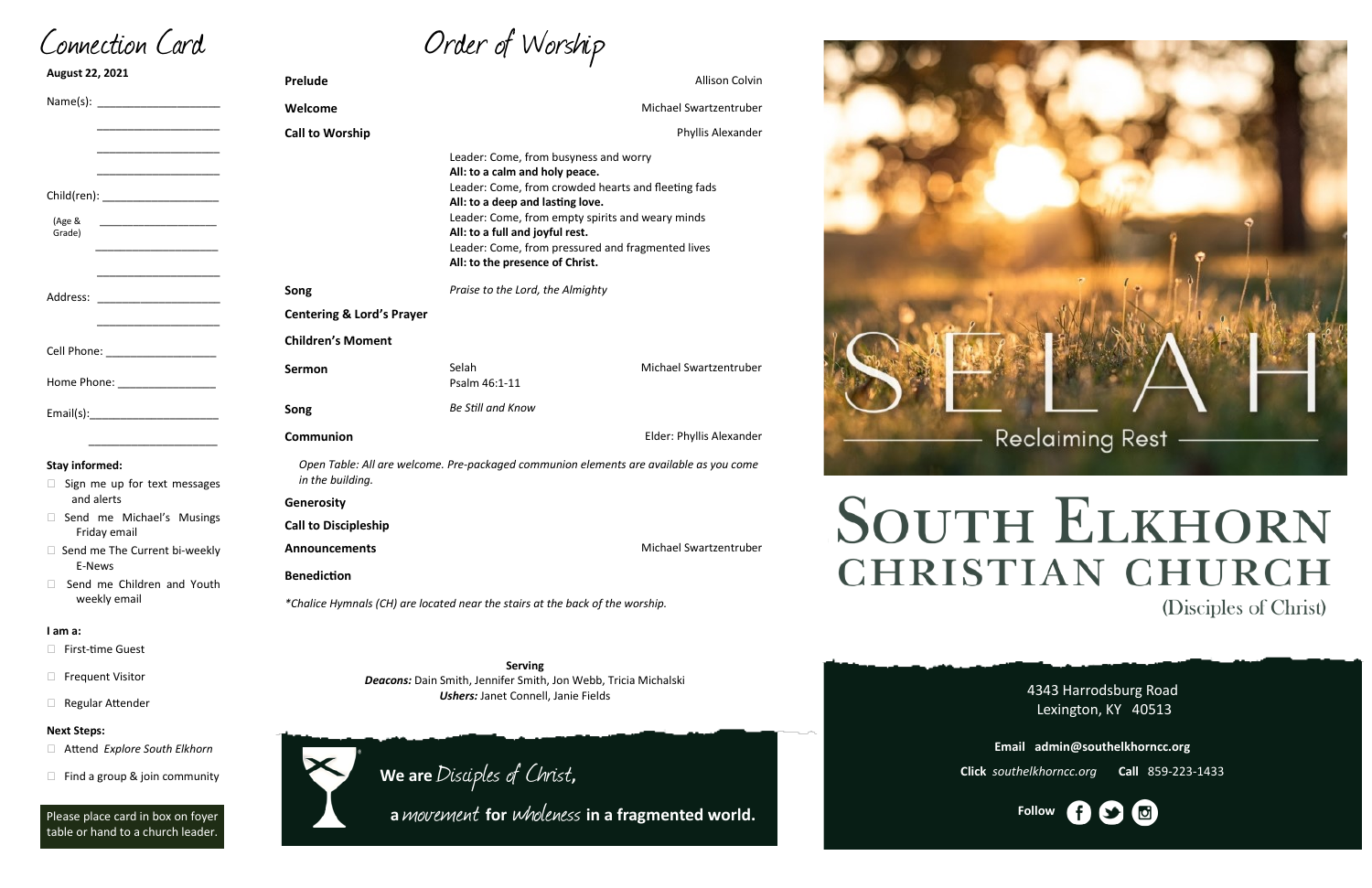# Connection Card

**August 22, 2021**

Name(s): ____________________

____________________

____________________

____________________

Child(ren): ____________________

(Age & Grade) ____________________

____________________

____________________

Address: ____________________

____________________

Cell Phone: __________________

Home Phone: ________________

Email(s):_____________________

____________________

**Stay informed:**

- ☐ Sign me up for text messages and alerts
- ☐ Send me Michael's Musings Friday email
- ☐ Send me The Current bi-weekly E-News
- ☐ Send me Children and Youth weekly email

**I am a:**

- ☐ First-time Guest
- ☐ Frequent Visitor
- ☐ Regular Attender

**Next Steps:**

- ☐ Attend *Explore South Elkhorn*
- ☐ Find a group & join community

Please place card in box on foyer table or hand to a church leader.

# Order of Worship

**Prelude** — Allison Colvin

**Welcome** — Michael Swartzentruber

**Call to Worship** — Phyllis Alexander

Leader: Come, from busyness and worry
**All: to a calm and holy peace.**
Leader: Come, from crowded hearts and fleeting fads
**All: to a deep and lasting love.**
Leader: Come, from empty spirits and weary minds
**All: to a full and joyful rest.**
Leader: Come, from pressured and fragmented lives
**All: to the presence of Christ.**

**Song** — *Praise to the Lord, the Almighty*

**Centering & Lord's Prayer**

**Children's Moment**

**Sermon** — Selah, Psalm 46:1-11 — Michael Swartzentruber

**Song** — *Be Still and Know*

**Communion** — Elder: Phyllis Alexander

*Open Table: All are welcome. Pre-packaged communion elements are available as you come in the building.*

**Generosity**

**Call to Discipleship**

**Announcements** — Michael Swartzentruber

**Benediction**

*\*Chalice Hymnals (CH) are located near the stairs at the back of the worship.*

**Serving**
***Deacons:*** Dain Smith, Jennifer Smith, Jon Webb, Tricia Michalski
***Ushers:*** Janet Connell, Janie Fields

We are *Disciples of Christ*, a *movement* for *wholeness* in a fragmented world.

SELAH

Reclaiming Rest

# South Elkhorn Christian Church

(Disciples of Christ)

4343 Harrodsburg Road
Lexington, KY 40513

**Email** **admin@southelkhorncc.org**

**Click** *southelkhorncc.org* **Call** 859-223-1433

**Follow**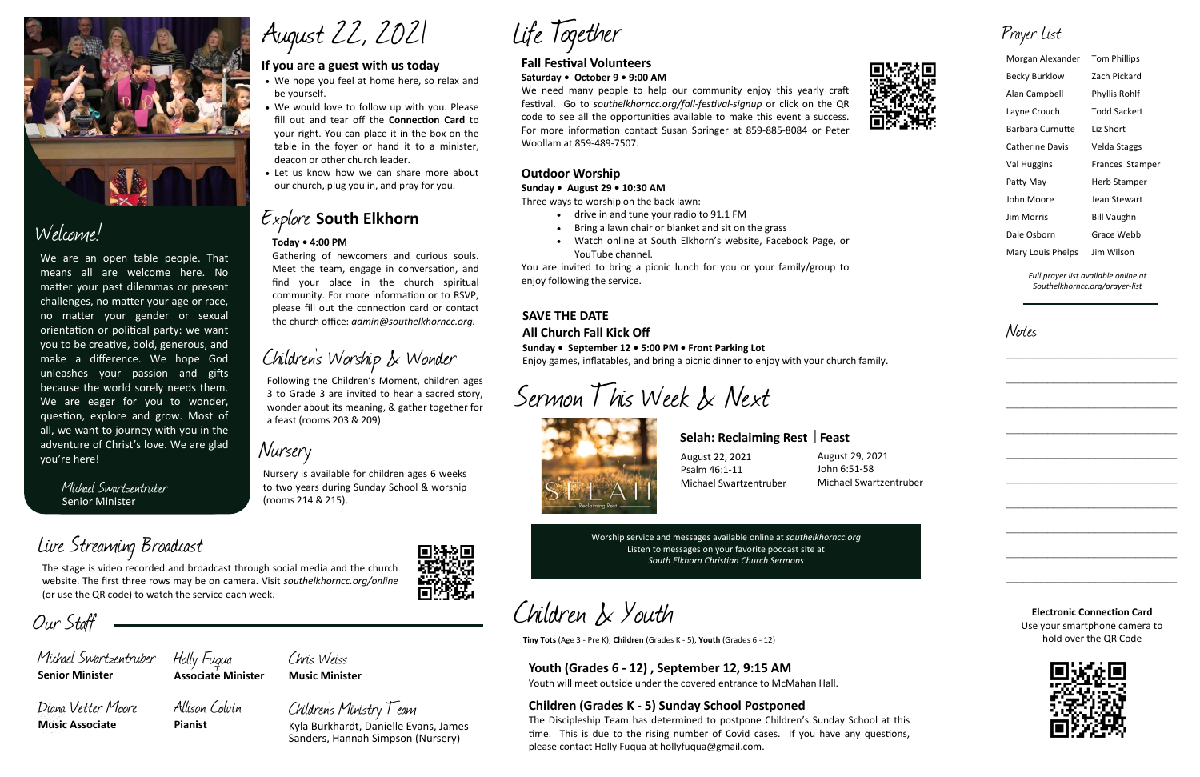## Welcome!

We are an open table people. That means all are welcome here. No matter your past dilemmas or present challenges, no matter your age or race, no matter your gender or sexual orientation or political party: we want you to be creative, bold, generous, and make a difference. We hope God unleashes your passion and gifts because the world sorely needs them. We are eager for you to wonder, question, explore and grow. Most of all, we want to journey with you in the adventure of Christ's love. We are glad you're here!

Michael Swartzentruber
Senior Minister

# August 22, 2021

### If you are a guest with us today

- We hope you feel at home here, so relax and be yourself.
- We would love to follow up with you. Please fill out and tear off the **Connection Card** to your right. You can place it in the box on the table in the foyer or hand it to a minister, deacon or other church leader.
- Let us know how we can share more about our church, plug you in, and pray for you.

## Explore **South Elkhorn**

**Today • 4:00 PM**

Gathering of newcomers and curious souls. Meet the team, engage in conversation, and find your place in the church spiritual community. For more information or to RSVP, please fill out the connection card or contact the church office: *admin@southelkhorncc.org.*

## Children's Worship & Wonder

Following the Children's Moment, children ages 3 to Grade 3 are invited to hear a sacred story, wonder about its meaning, & gather together for a feast (rooms 203 & 209).

## Nursery

Nursery is available for children ages 6 weeks to two years during Sunday School & worship (rooms 214 & 215).

## Live Streaming Broadcast

The stage is video recorded and broadcast through social media and the church website. The first three rows may be on camera. Visit *southelkhorncc.org/online* (or use the QR code) to watch the service each week.

## Our Staff

Michael Swartzentruber
**Senior Minister**

Holly Fuqua
**Associate Minister**

Chris Weiss
**Music Minister**

Diana Vetter Moore
**Music Associate**

Allison Colvin
**Pianist**

Children's Ministry Team
Kyla Burkhardt, Danielle Evans, James Sanders, Hannah Simpson (Nursery)

# Life Together

### Fall Festival Volunteers

**Saturday • October 9 • 9:00 AM**

We need many people to help our community enjoy this yearly craft festival. Go to *southelkhorncc.org/fall-festival-signup* or click on the QR code to see all the opportunities available to make this event a success. For more information contact Susan Springer at 859-885-8084 or Peter Woollam at 859-489-7507.

### Outdoor Worship

**Sunday • August 29 • 10:30 AM**

Three ways to worship on the back lawn:

- drive in and tune your radio to 91.1 FM
- Bring a lawn chair or blanket and sit on the grass
- Watch online at South Elkhorn's website, Facebook Page, or YouTube channel.

You are invited to bring a picnic lunch for you or your family/group to enjoy following the service.

### SAVE THE DATE
### All Church Fall Kick Off

**Sunday • September 12 • 5:00 PM • Front Parking Lot**

Enjoy games, inflatables, and bring a picnic dinner to enjoy with your church family.

## Sermon This Week & Next

### Selah: Reclaiming Rest | Feast

August 22, 2021
Psalm 46:1-11
Michael Swartzentruber

August 29, 2021
John 6:51-58
Michael Swartzentruber

Worship service and messages available online at *southelkhorncc.org*
Listen to messages on your favorite podcast site at
*South Elkhorn Christian Church Sermons*

## Children & Youth

**Tiny Tots** (Age 3 - Pre K), **Children** (Grades K - 5), **Youth** (Grades 6 - 12)

### Youth (Grades 6 - 12) , September 12, 9:15 AM

Youth will meet outside under the covered entrance to McMahan Hall.

### Children (Grades K - 5) Sunday School Postponed

The Discipleship Team has determined to postpone Children's Sunday School at this time. This is due to the rising number of Covid cases. If you have any questions, please contact Holly Fuqua at hollyfuqua@gmail.com.

## Prayer List

| | |
|---|---|
| Morgan Alexander | Tom Phillips |
| Becky Burklow | Zach Pickard |
| Alan Campbell | Phyllis Rohlf |
| Layne Crouch | Todd Sackett |
| Barbara Curnutte | Liz Short |
| Catherine Davis | Velda Staggs |
| Val Huggins | Frances Stamper |
| Patty May | Herb Stamper |
| John Moore | Jean Stewart |
| Jim Morris | Bill Vaughn |
| Dale Osborn | Grace Webb |
| Mary Louis Phelps | Jim Wilson |

*Full prayer list available online at Southelkhorncc.org/prayer-list*

## Notes

**Electronic Connection Card**
Use your smartphone camera to hold over the QR Code